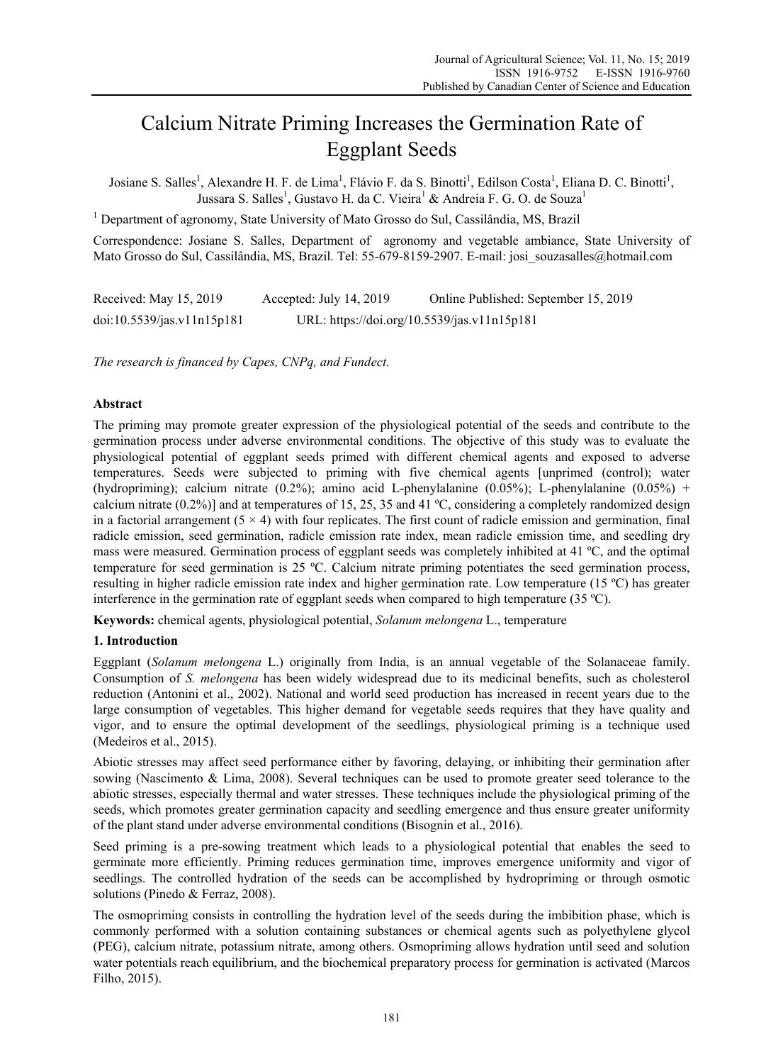# Calcium Nitrate Priming Increases the Germination Rate of Eggplant Seeds

Josiane S. Salles[1], Alexandre H. F. de Lima[1], Flávio F. da S. Binotti[1], Edilson Costa[1], Eliana D. C. Binotti[1], Jussara S. Salles[1], Gustavo H. da C. Vieira[1] & Andreia F. G. O. de Souza[1]

[1] Department of agronomy, State University of Mato Grosso do Sul, Cassilândia, MS, Brazil

Correspondence: Josiane S. Salles, Department of agronomy and vegetable ambiance, State University of Mato Grosso do Sul, Cassilândia, MS, Brazil. Tel: 55-679-8159-2907. E-mail: josi_souzasalles@hotmail.com

Received: May 15, 2019 Accepted: July 14, 2019 Online Published: September 15, 2019

doi:10.5539/jas.v11n15p181 URL: https://doi.org/10.5539/jas.v11n15p181

*The research is financed by Capes, CNPq, and Fundect.*

**Abstract**

The priming may promote greater expression of the physiological potential of the seeds and contribute to the germination process under adverse environmental conditions. The objective of this study was to evaluate the physiological potential of eggplant seeds primed with different chemical agents and exposed to adverse temperatures. Seeds were subjected to priming with five chemical agents [unprimed (control); water (hydropriming); calcium nitrate (0.2%); amino acid L-phenylalanine (0.05%); L-phenylalanine (0.05%) + calcium nitrate (0.2%)] and at temperatures of 15, 25, 35 and 41 ºC, considering a completely randomized design in a factorial arrangement ($5 \times 4$) with four replicates. The first count of radicle emission and germination, final radicle emission, seed germination, radicle emission rate index, mean radicle emission time, and seedling dry mass were measured. Germination process of eggplant seeds was completely inhibited at 41 ºC, and the optimal temperature for seed germination is 25 ºC. Calcium nitrate priming potentiates the seed germination process, resulting in higher radicle emission rate index and higher germination rate. Low temperature (15 ºC) has greater interference in the germination rate of eggplant seeds when compared to high temperature (35 ºC).

**Keywords:** chemical agents, physiological potential, *Solanum melongena* L., temperature

## 1. Introduction

Eggplant (*Solanum melongena* L.) originally from India, is an annual vegetable of the Solanaceae family. Consumption of *S. melongena* has been widely widespread due to its medicinal benefits, such as cholesterol reduction (Antonini et al., 2002). National and world seed production has increased in recent years due to the large consumption of vegetables. This higher demand for vegetable seeds requires that they have quality and vigor, and to ensure the optimal development of the seedlings, physiological priming is a technique used (Medeiros et al., 2015).

Abiotic stresses may affect seed performance either by favoring, delaying, or inhibiting their germination after sowing (Nascimento & Lima, 2008). Several techniques can be used to promote greater seed tolerance to the abiotic stresses, especially thermal and water stresses. These techniques include the physiological priming of the seeds, which promotes greater germination capacity and seedling emergence and thus ensure greater uniformity of the plant stand under adverse environmental conditions (Bisognin et al., 2016).

Seed priming is a pre-sowing treatment which leads to a physiological potential that enables the seed to germinate more efficiently. Priming reduces germination time, improves emergence uniformity and vigor of seedlings. The controlled hydration of the seeds can be accomplished by hydropriming or through osmotic solutions (Pinedo & Ferraz, 2008).

The osmopriming consists in controlling the hydration level of the seeds during the imbibition phase, which is commonly performed with a solution containing substances or chemical agents such as polyethylene glycol (PEG), calcium nitrate, potassium nitrate, among others. Osmopriming allows hydration until seed and solution water potentials reach equilibrium, and the biochemical preparatory process for germination is activated (Marcos Filho, 2015).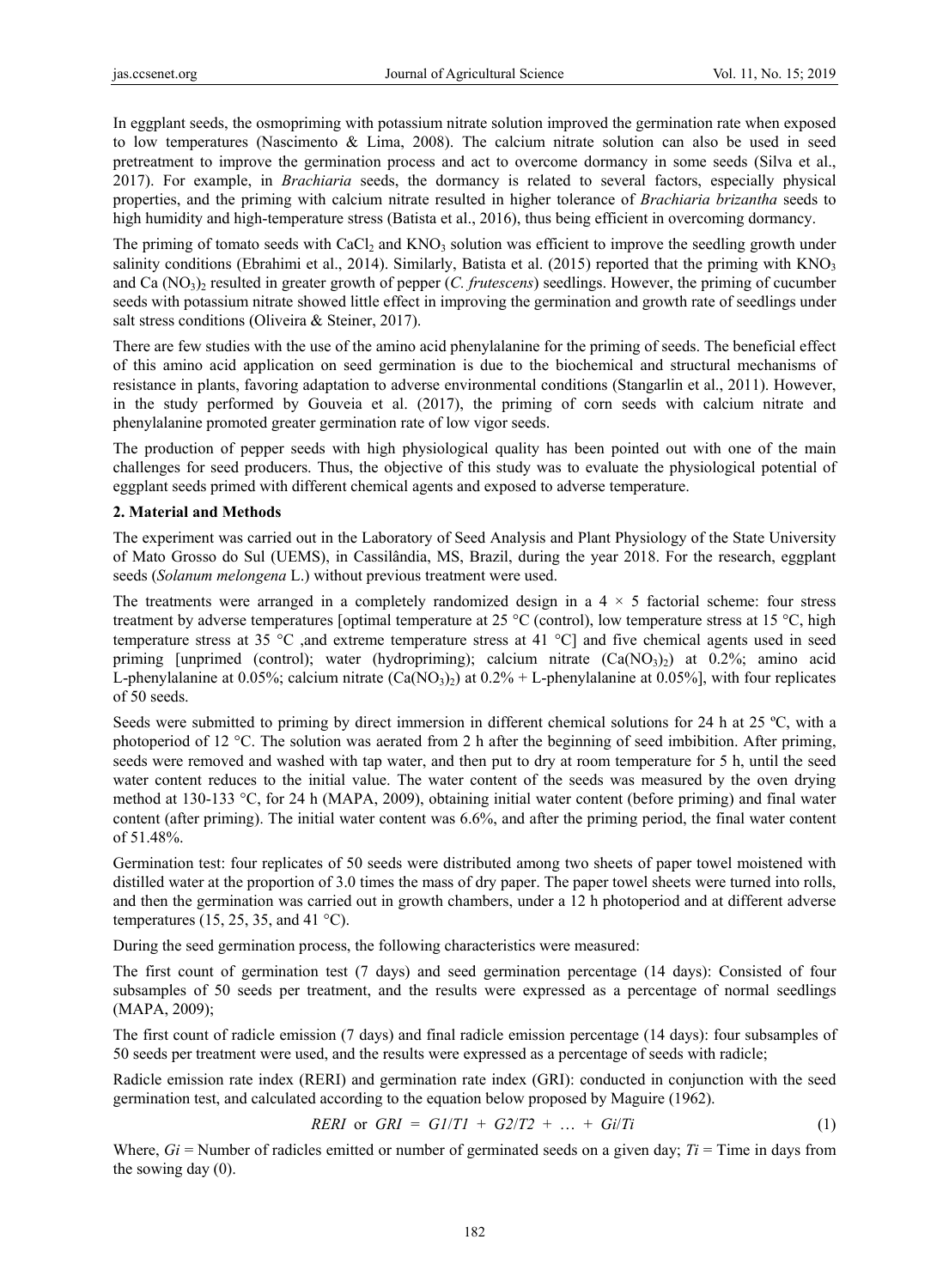In eggplant seeds, the osmopriming with potassium nitrate solution improved the germination rate when exposed to low temperatures (Nascimento & Lima, 2008). The calcium nitrate solution can also be used in seed pretreatment to improve the germination process and act to overcome dormancy in some seeds (Silva et al., 2017). For example, in *Brachiaria* seeds, the dormancy is related to several factors, especially physical properties, and the priming with calcium nitrate resulted in higher tolerance of *Brachiaria brizantha* seeds to high humidity and high-temperature stress (Batista et al., 2016), thus being efficient in overcoming dormancy.

The priming of tomato seeds with $CaCl_2$ and $KNO_3$ solution was efficient to improve the seedling growth under salinity conditions (Ebrahimi et al., 2014). Similarly, Batista et al. (2015) reported that the priming with $KNO_3$ and $Ca(NO_3)_2$ resulted in greater growth of pepper (*C. frutescens*) seedlings. However, the priming of cucumber seeds with potassium nitrate showed little effect in improving the germination and growth rate of seedlings under salt stress conditions (Oliveira & Steiner, 2017).

There are few studies with the use of the amino acid phenylalanine for the priming of seeds. The beneficial effect of this amino acid application on seed germination is due to the biochemical and structural mechanisms of resistance in plants, favoring adaptation to adverse environmental conditions (Stangarlin et al., 2011). However, in the study performed by Gouveia et al. (2017), the priming of corn seeds with calcium nitrate and phenylalanine promoted greater germination rate of low vigor seeds.

The production of pepper seeds with high physiological quality has been pointed out with one of the main challenges for seed producers. Thus, the objective of this study was to evaluate the physiological potential of eggplant seeds primed with different chemical agents and exposed to adverse temperature.

## 2. Material and Methods

The experiment was carried out in the Laboratory of Seed Analysis and Plant Physiology of the State University of Mato Grosso do Sul (UEMS), in Cassilândia, MS, Brazil, during the year 2018. For the research, eggplant seeds (*Solanum melongena* L.) without previous treatment were used.

The treatments were arranged in a completely randomized design in a 4 × 5 factorial scheme: four stress treatment by adverse temperatures [optimal temperature at 25 °C (control), low temperature stress at 15 °C, high temperature stress at 35 °C ,and extreme temperature stress at 41 °C] and five chemical agents used in seed priming [unprimed (control); water (hydropriming); calcium nitrate ($Ca(NO_3)_2$) at 0.2%; amino acid L-phenylalanine at 0.05%; calcium nitrate ($Ca(NO_3)_2$) at 0.2% + L-phenylalanine at 0.05%], with four replicates of 50 seeds.

Seeds were submitted to priming by direct immersion in different chemical solutions for 24 h at 25 ºC, with a photoperiod of 12 °C. The solution was aerated from 2 h after the beginning of seed imbibition. After priming, seeds were removed and washed with tap water, and then put to dry at room temperature for 5 h, until the seed water content reduces to the initial value. The water content of the seeds was measured by the oven drying method at 130-133 °C, for 24 h (MAPA, 2009), obtaining initial water content (before priming) and final water content (after priming). The initial water content was 6.6%, and after the priming period, the final water content of 51.48%.

Germination test: four replicates of 50 seeds were distributed among two sheets of paper towel moistened with distilled water at the proportion of 3.0 times the mass of dry paper. The paper towel sheets were turned into rolls, and then the germination was carried out in growth chambers, under a 12 h photoperiod and at different adverse temperatures (15, 25, 35, and 41 °C).

During the seed germination process, the following characteristics were measured:

The first count of germination test (7 days) and seed germination percentage (14 days): Consisted of four subsamples of 50 seeds per treatment, and the results were expressed as a percentage of normal seedlings (MAPA, 2009);

The first count of radicle emission (7 days) and final radicle emission percentage (14 days): four subsamples of 50 seeds per treatment were used, and the results were expressed as a percentage of seeds with radicle;

Radicle emission rate index (RERI) and germination rate index (GRI): conducted in conjunction with the seed germination test, and calculated according to the equation below proposed by Maguire (1962).

$$RERI \text{ or } GRI = G1/T1 + G2/T2 + \ldots + Gi/Ti \quad (1)$$

Where, $Gi$ = Number of radicles emitted or number of germinated seeds on a given day; $Ti$ = Time in days from the sowing day (0).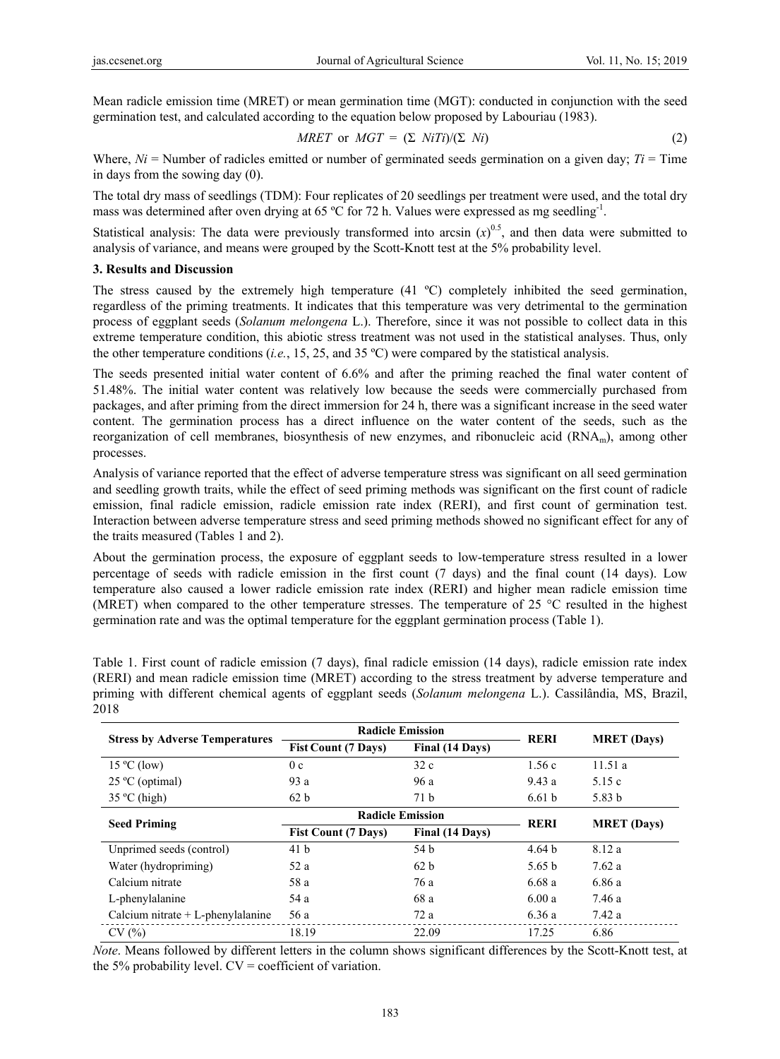Mean radicle emission time (MRET) or mean germination time (MGT): conducted in conjunction with the seed germination test, and calculated according to the equation below proposed by Labouriau (1983).

$$MRET \text{ or } MGT = (\Sigma\ NiTi)/(\Sigma\ Ni) \tag{2}$$

Where, $Ni$ = Number of radicles emitted or number of germinated seeds germination on a given day; $Ti$ = Time in days from the sowing day (0).

The total dry mass of seedlings (TDM): Four replicates of 20 seedlings per treatment were used, and the total dry mass was determined after oven drying at 65 ºC for 72 h. Values were expressed as mg seedling$^{-1}$.

Statistical analysis: The data were previously transformed into arcsin $(x)^{0.5}$, and then data were submitted to analysis of variance, and means were grouped by the Scott-Knott test at the 5% probability level.

## 3. Results and Discussion

The stress caused by the extremely high temperature (41 ºC) completely inhibited the seed germination, regardless of the priming treatments. It indicates that this temperature was very detrimental to the germination process of eggplant seeds (*Solanum melongena* L.). Therefore, since it was not possible to collect data in this extreme temperature condition, this abiotic stress treatment was not used in the statistical analyses. Thus, only the other temperature conditions (*i.e.*, 15, 25, and 35 ºC) were compared by the statistical analysis.

The seeds presented initial water content of 6.6% and after the priming reached the final water content of 51.48%. The initial water content was relatively low because the seeds were commercially purchased from packages, and after priming from the direct immersion for 24 h, there was a significant increase in the seed water content. The germination process has a direct influence on the water content of the seeds, such as the reorganization of cell membranes, biosynthesis of new enzymes, and ribonucleic acid ($RNA_m$), among other processes.

Analysis of variance reported that the effect of adverse temperature stress was significant on all seed germination and seedling growth traits, while the effect of seed priming methods was significant on the first count of radicle emission, final radicle emission, radicle emission rate index (RERI), and first count of germination test. Interaction between adverse temperature stress and seed priming methods showed no significant effect for any of the traits measured (Tables 1 and 2).

About the germination process, the exposure of eggplant seeds to low-temperature stress resulted in a lower percentage of seeds with radicle emission in the first count (7 days) and the final count (14 days). Low temperature also caused a lower radicle emission rate index (RERI) and higher mean radicle emission time (MRET) when compared to the other temperature stresses. The temperature of 25 °C resulted in the highest germination rate and was the optimal temperature for the eggplant germination process (Table 1).

Table 1. First count of radicle emission (7 days), final radicle emission (14 days), radicle emission rate index (RERI) and mean radicle emission time (MRET) according to the stress treatment by adverse temperature and priming with different chemical agents of eggplant seeds (*Solanum melongena* L.). Cassilândia, MS, Brazil, 2018

| Stress by Adverse Temperatures | Radicle Emission | | RERI | MRET (Days) |
|---|---|---|---|---|
| | Fist Count (7 Days) | Final (14 Days) | | |
| 15 ºC (low) | 0 c | 32 c | 1.56 c | 11.51 a |
| 25 ºC (optimal) | 93 a | 96 a | 9.43 a | 5.15 c |
| 35 ºC (high) | 62 b | 71 b | 6.61 b | 5.83 b |
| **Seed Priming** | **Radicle Emission** | | **RERI** | **MRET (Days)** |
| | **Fist Count (7 Days)** | **Final (14 Days)** | | |
| Unprimed seeds (control) | 41 b | 54 b | 4.64 b | 8.12 a |
| Water (hydropriming) | 52 a | 62 b | 5.65 b | 7.62 a |
| Calcium nitrate | 58 a | 76 a | 6.68 a | 6.86 a |
| L-phenylalanine | 54 a | 68 a | 6.00 a | 7.46 a |
| Calcium nitrate + L-phenylalanine | 56 a | 72 a | 6.36 a | 7.42 a |
| CV (%) | 18.19 | 22.09 | 17.25 | 6.86 |

*Note*. Means followed by different letters in the column shows significant differences by the Scott-Knott test, at the 5% probability level. CV = coefficient of variation.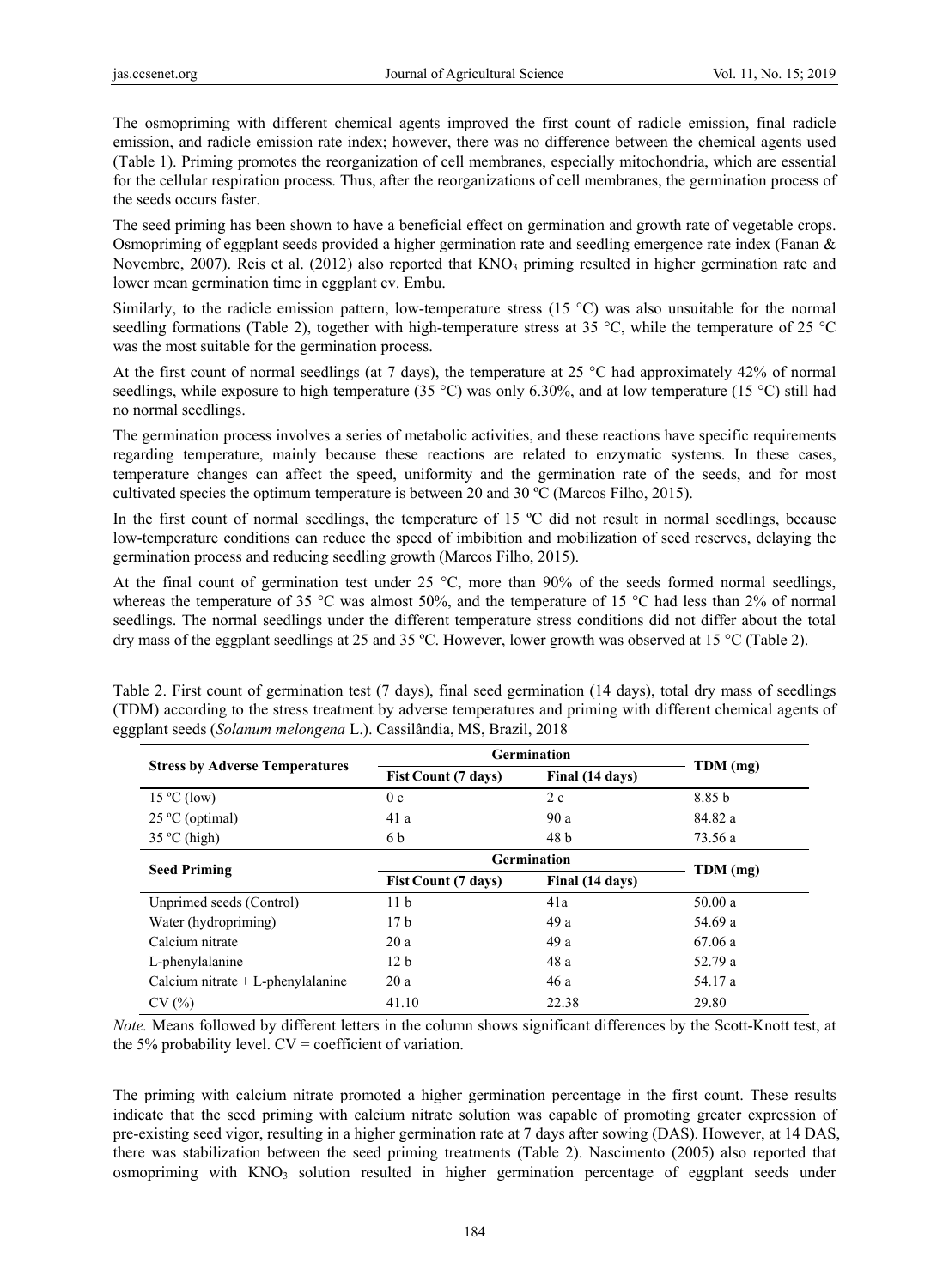The osmopriming with different chemical agents improved the first count of radicle emission, final radicle emission, and radicle emission rate index; however, there was no difference between the chemical agents used (Table 1). Priming promotes the reorganization of cell membranes, especially mitochondria, which are essential for the cellular respiration process. Thus, after the reorganizations of cell membranes, the germination process of the seeds occurs faster.

The seed priming has been shown to have a beneficial effect on germination and growth rate of vegetable crops. Osmopriming of eggplant seeds provided a higher germination rate and seedling emergence rate index (Fanan & Novembre, 2007). Reis et al. (2012) also reported that $KNO_3$ priming resulted in higher germination rate and lower mean germination time in eggplant cv. Embu.

Similarly, to the radicle emission pattern, low-temperature stress (15 °C) was also unsuitable for the normal seedling formations (Table 2), together with high-temperature stress at 35 °C, while the temperature of 25 °C was the most suitable for the germination process.

At the first count of normal seedlings (at 7 days), the temperature at 25 °C had approximately 42% of normal seedlings, while exposure to high temperature (35 °C) was only 6.30%, and at low temperature (15 °C) still had no normal seedlings.

The germination process involves a series of metabolic activities, and these reactions have specific requirements regarding temperature, mainly because these reactions are related to enzymatic systems. In these cases, temperature changes can affect the speed, uniformity and the germination rate of the seeds, and for most cultivated species the optimum temperature is between 20 and 30 ºC (Marcos Filho, 2015).

In the first count of normal seedlings, the temperature of 15 ºC did not result in normal seedlings, because low-temperature conditions can reduce the speed of imbibition and mobilization of seed reserves, delaying the germination process and reducing seedling growth (Marcos Filho, 2015).

At the final count of germination test under 25 °C, more than 90% of the seeds formed normal seedlings, whereas the temperature of 35 °C was almost 50%, and the temperature of 15 °C had less than 2% of normal seedlings. The normal seedlings under the different temperature stress conditions did not differ about the total dry mass of the eggplant seedlings at 25 and 35 ºC. However, lower growth was observed at 15 °C (Table 2).

Table 2. First count of germination test (7 days), final seed germination (14 days), total dry mass of seedlings (TDM) according to the stress treatment by adverse temperatures and priming with different chemical agents of eggplant seeds (*Solanum melongena* L.). Cassilândia, MS, Brazil, 2018

| Stress by Adverse Temperatures | Germination | | TDM (mg) |
|---|---|---|---|
| | Fist Count (7 days) | Final (14 days) | |
| 15 ºC (low) | 0 c | 2 c | 8.85 b |
| 25 ºC (optimal) | 41 a | 90 a | 84.82 a |
| 35 ºC (high) | 6 b | 48 b | 73.56 a |
| **Seed Priming** | **Germination** | | **TDM (mg)** |
| | **Fist Count (7 days)** | **Final (14 days)** | |
| Unprimed seeds (Control) | 11 b | 41a | 50.00 a |
| Water (hydropriming) | 17 b | 49 a | 54.69 a |
| Calcium nitrate | 20 a | 49 a | 67.06 a |
| L-phenylalanine | 12 b | 48 a | 52.79 a |
| Calcium nitrate + L-phenylalanine | 20 a | 46 a | 54.17 a |
| CV (%) | 41.10 | 22.38 | 29.80 |

*Note.* Means followed by different letters in the column shows significant differences by the Scott-Knott test, at the 5% probability level. CV = coefficient of variation.

The priming with calcium nitrate promoted a higher germination percentage in the first count. These results indicate that the seed priming with calcium nitrate solution was capable of promoting greater expression of pre-existing seed vigor, resulting in a higher germination rate at 7 days after sowing (DAS). However, at 14 DAS, there was stabilization between the seed priming treatments (Table 2). Nascimento (2005) also reported that osmopriming with $KNO_3$ solution resulted in higher germination percentage of eggplant seeds under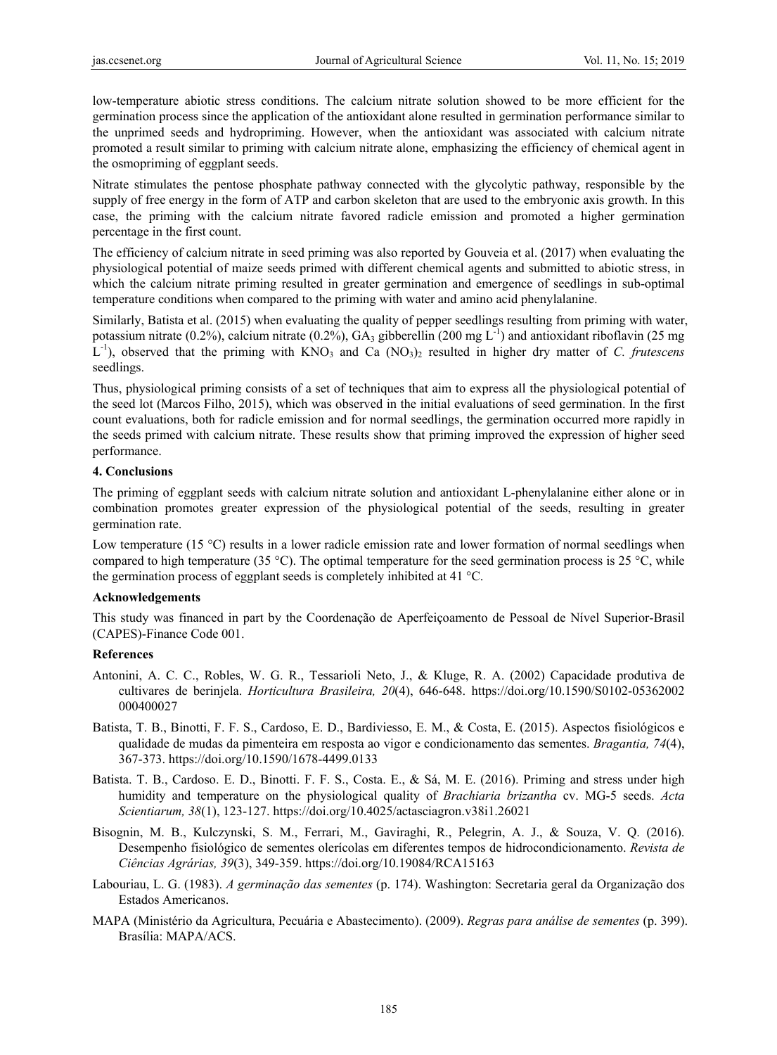low-temperature abiotic stress conditions. The calcium nitrate solution showed to be more efficient for the germination process since the application of the antioxidant alone resulted in germination performance similar to the unprimed seeds and hydropriming. However, when the antioxidant was associated with calcium nitrate promoted a result similar to priming with calcium nitrate alone, emphasizing the efficiency of chemical agent in the osmopriming of eggplant seeds.

Nitrate stimulates the pentose phosphate pathway connected with the glycolytic pathway, responsible by the supply of free energy in the form of ATP and carbon skeleton that are used to the embryonic axis growth. In this case, the priming with the calcium nitrate favored radicle emission and promoted a higher germination percentage in the first count.

The efficiency of calcium nitrate in seed priming was also reported by Gouveia et al. (2017) when evaluating the physiological potential of maize seeds primed with different chemical agents and submitted to abiotic stress, in which the calcium nitrate priming resulted in greater germination and emergence of seedlings in sub-optimal temperature conditions when compared to the priming with water and amino acid phenylalanine.

Similarly, Batista et al. (2015) when evaluating the quality of pepper seedlings resulting from priming with water, potassium nitrate (0.2%), calcium nitrate (0.2%), $GA_3$ gibberellin (200 mg $L^{-1}$) and antioxidant riboflavin (25 mg $L^{-1}$), observed that the priming with $KNO_3$ and Ca $(NO_3)_2$ resulted in higher dry matter of *C. frutescens* seedlings.

Thus, physiological priming consists of a set of techniques that aim to express all the physiological potential of the seed lot (Marcos Filho, 2015), which was observed in the initial evaluations of seed germination. In the first count evaluations, both for radicle emission and for normal seedlings, the germination occurred more rapidly in the seeds primed with calcium nitrate. These results show that priming improved the expression of higher seed performance.

## 4. Conclusions

The priming of eggplant seeds with calcium nitrate solution and antioxidant L-phenylalanine either alone or in combination promotes greater expression of the physiological potential of the seeds, resulting in greater germination rate.

Low temperature (15 °C) results in a lower radicle emission rate and lower formation of normal seedlings when compared to high temperature (35 °C). The optimal temperature for the seed germination process is 25 °C, while the germination process of eggplant seeds is completely inhibited at 41 °C.

## Acknowledgements

This study was financed in part by the Coordenação de Aperfeiçoamento de Pessoal de Nível Superior-Brasil (CAPES)-Finance Code 001.

## References

Antonini, A. C. C., Robles, W. G. R., Tessarioli Neto, J., & Kluge, R. A. (2002) Capacidade produtiva de cultivares de berinjela. *Horticultura Brasileira, 20*(4), 646-648. https://doi.org/10.1590/S0102-05362002000400027

Batista, T. B., Binotti, F. F. S., Cardoso, E. D., Bardiviesso, E. M., & Costa, E. (2015). Aspectos fisiológicos e qualidade de mudas da pimenteira em resposta ao vigor e condicionamento das sementes. *Bragantia, 74*(4), 367-373. https://doi.org/10.1590/1678-4499.0133

Batista. T. B., Cardoso. E. D., Binotti. F. F. S., Costa. E., & Sá, M. E. (2016). Priming and stress under high humidity and temperature on the physiological quality of *Brachiaria brizantha* cv. MG-5 seeds. *Acta Scientiarum, 38*(1), 123-127. https://doi.org/10.4025/actasciagron.v38i1.26021

Bisognin, M. B., Kulczynski, S. M., Ferrari, M., Gaviraghi, R., Pelegrin, A. J., & Souza, V. Q. (2016). Desempenho fisiológico de sementes olerícolas em diferentes tempos de hidrocondicionamento. *Revista de Ciências Agrárias, 39*(3), 349-359. https://doi.org/10.19084/RCA15163

Labouriau, L. G. (1983). *A germinação das sementes* (p. 174). Washington: Secretaria geral da Organização dos Estados Americanos.

MAPA (Ministério da Agricultura, Pecuária e Abastecimento). (2009). *Regras para análise de sementes* (p. 399). Brasília: MAPA/ACS.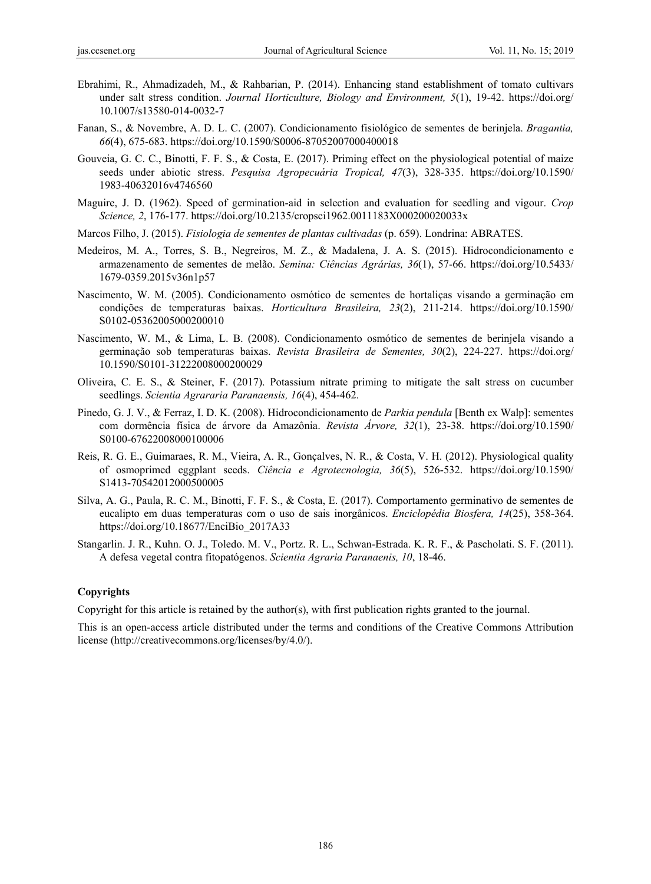Ebrahimi, R., Ahmadizadeh, M., & Rahbarian, P. (2014). Enhancing stand establishment of tomato cultivars under salt stress condition. *Journal Horticulture, Biology and Environment, 5*(1), 19-42. https://doi.org/10.1007/s13580-014-0032-7

Fanan, S., & Novembre, A. D. L. C. (2007). Condicionamento fisiológico de sementes de berinjela. *Bragantia, 66*(4), 675-683. https://doi.org/10.1590/S0006-87052007000400018

Gouveia, G. C. C., Binotti, F. F. S., & Costa, E. (2017). Priming effect on the physiological potential of maize seeds under abiotic stress. *Pesquisa Agropecuária Tropical, 47*(3), 328-335. https://doi.org/10.1590/1983-40632016v4746560

Maguire, J. D. (1962). Speed of germination-aid in selection and evaluation for seedling and vigour. *Crop Science, 2*, 176-177. https://doi.org/10.2135/cropsci1962.0011183X000200020033x

Marcos Filho, J. (2015). *Fisiologia de sementes de plantas cultivadas* (p. 659). Londrina: ABRATES.

Medeiros, M. A., Torres, S. B., Negreiros, M. Z., & Madalena, J. A. S. (2015). Hidrocondicionamento e armazenamento de sementes de melão. *Semina: Ciências Agrárias, 36*(1), 57-66. https://doi.org/10.5433/1679-0359.2015v36n1p57

Nascimento, W. M. (2005). Condicionamento osmótico de sementes de hortaliças visando a germinação em condições de temperaturas baixas. *Horticultura Brasileira, 23*(2), 211-214. https://doi.org/10.1590/S0102-05362005000200010

Nascimento, W. M., & Lima, L. B. (2008). Condicionamento osmótico de sementes de berinjela visando a germinação sob temperaturas baixas. *Revista Brasileira de Sementes, 30*(2), 224-227. https://doi.org/10.1590/S0101-31222008000200029

Oliveira, C. E. S., & Steiner, F. (2017). Potassium nitrate priming to mitigate the salt stress on cucumber seedlings. *Scientia Agraria Paranaensis, 16*(4), 454-462.

Pinedo, G. J. V., & Ferraz, I. D. K. (2008). Hidrocondicionamento de *Parkia pendula* [Benth ex Walp]: sementes com dormência física de árvore da Amazônia. *Revista Árvore, 32*(1), 23-38. https://doi.org/10.1590/S0100-67622008000100006

Reis, R. G. E., Guimaraes, R. M., Vieira, A. R., Gonçalves, N. R., & Costa, V. H. (2012). Physiological quality of osmoprimed eggplant seeds. *Ciência e Agrotecnologia, 36*(5), 526-532. https://doi.org/10.1590/S1413-70542012000500005

Silva, A. G., Paula, R. C. M., Binotti, F. F. S., & Costa, E. (2017). Comportamento germinativo de sementes de eucalipto em duas temperaturas com o uso de sais inorgânicos. *Enciclopédia Biosfera, 14*(25), 358-364. https://doi.org/10.18677/EnciBio_2017A33

Stangarlin. J. R., Kuhn. O. J., Toledo. M. V., Portz. R. L., Schwan-Estrada. K. R. F., & Pascholati. S. F. (2011). A defesa vegetal contra fitopatógenos. *Scientia Agraria Paranaenis, 10*, 18-46.

**Copyrights**

Copyright for this article is retained by the author(s), with first publication rights granted to the journal.

This is an open-access article distributed under the terms and conditions of the Creative Commons Attribution license (http://creativecommons.org/licenses/by/4.0/).